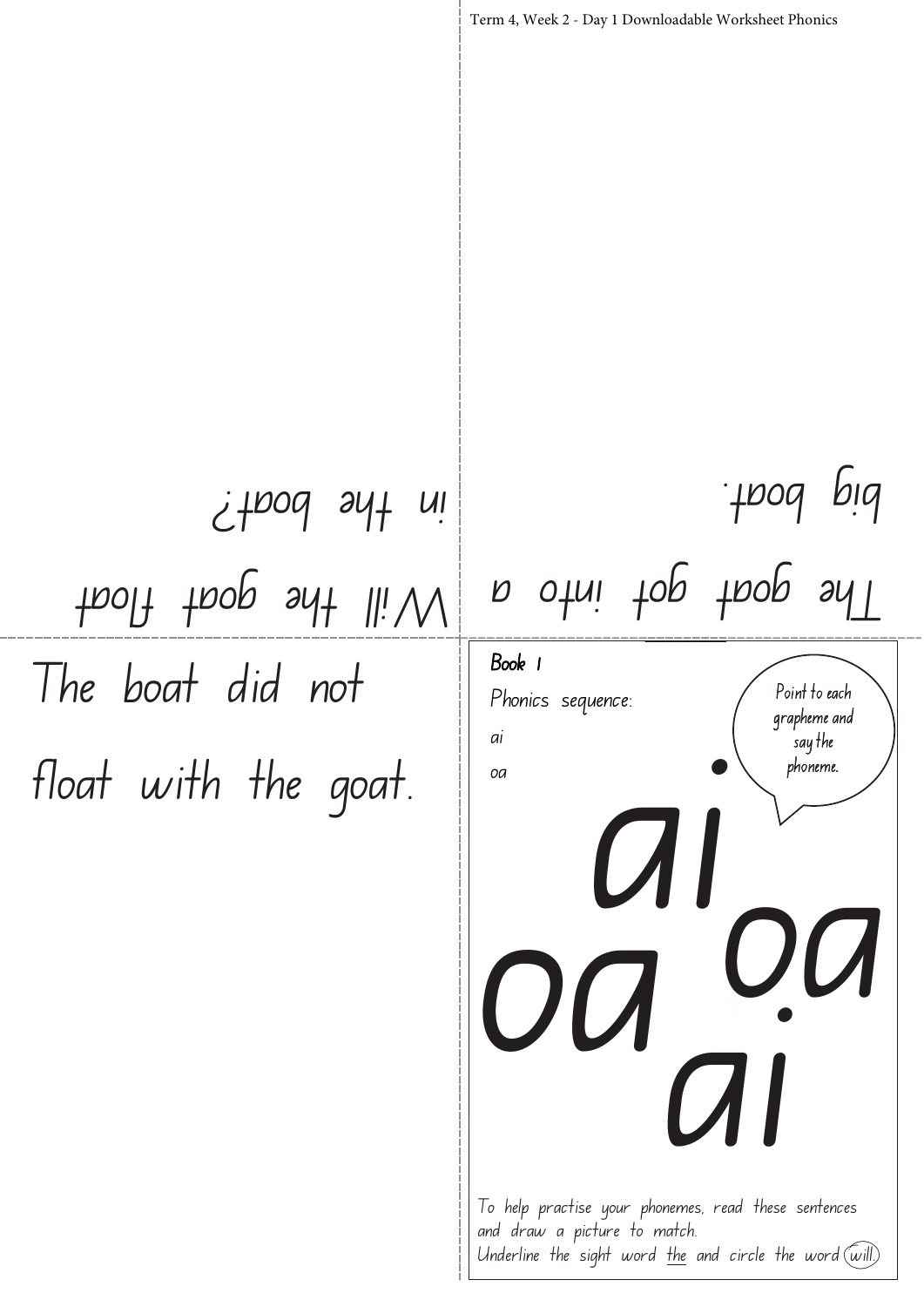Term 4, Week 2 - Day 1 Downloadable Worksheet Phonics

The goat got into a big boat.

Will the goat float in the boat?

The boat did not float with the goat.

**Book 1**

Phonics sequence:

ai

oa

Point to each grapheme and say the phoneme.

ai oa oa ai

To help practise your phonemes, read these sentences and draw a picture to match.
Underline the sight word the and circle the word will.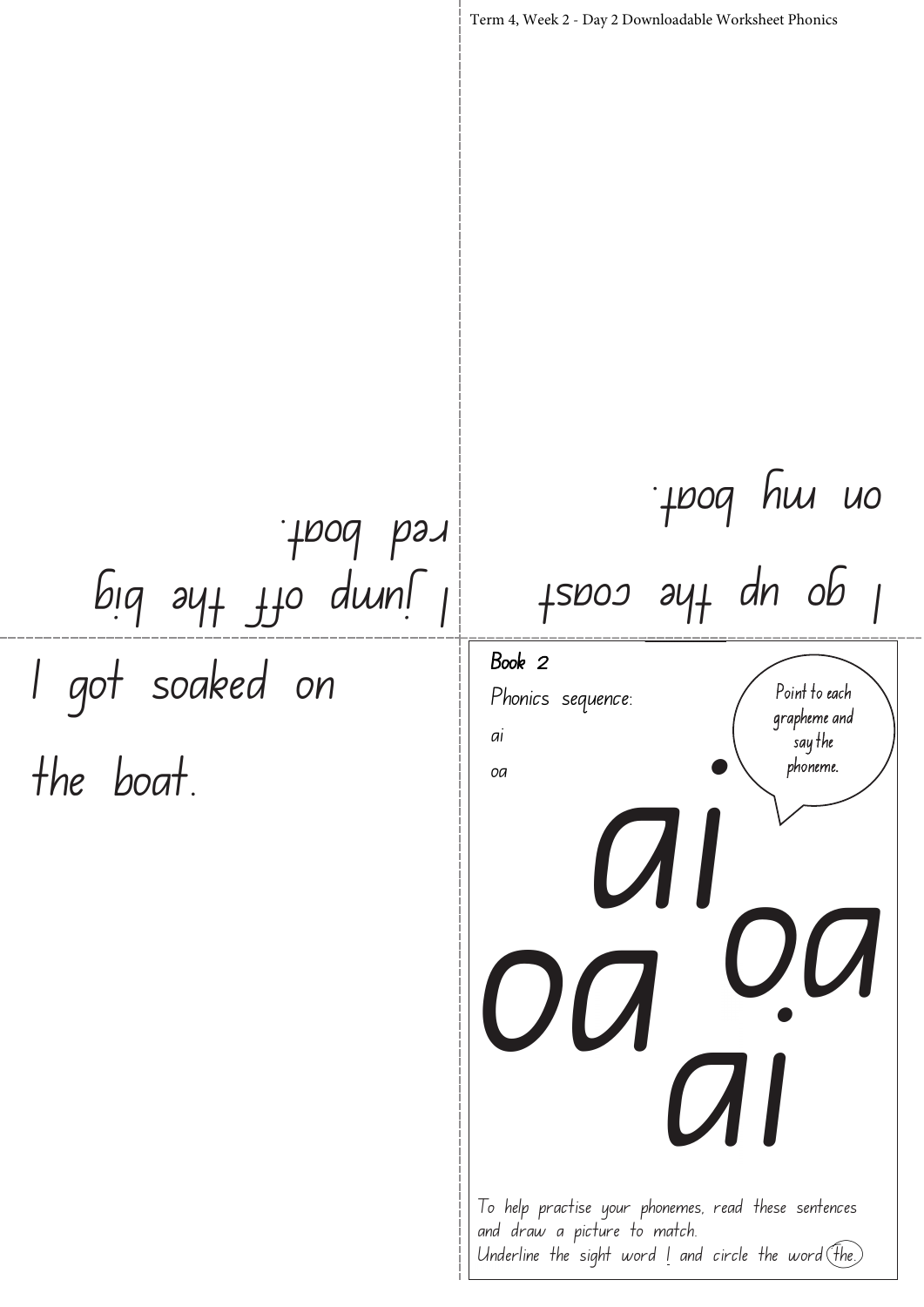I go up the coast

on my boat.

I jump off the big

red boat.

I got soaked on

the boat.

**Book 2**

Phonics sequence:

ai

oa

Point to each grapheme and say the phoneme.

ai

oa

oa

ai

To help practise your phonemes, read these sentences and draw a picture to match.

Underline the sight word I and circle the word the.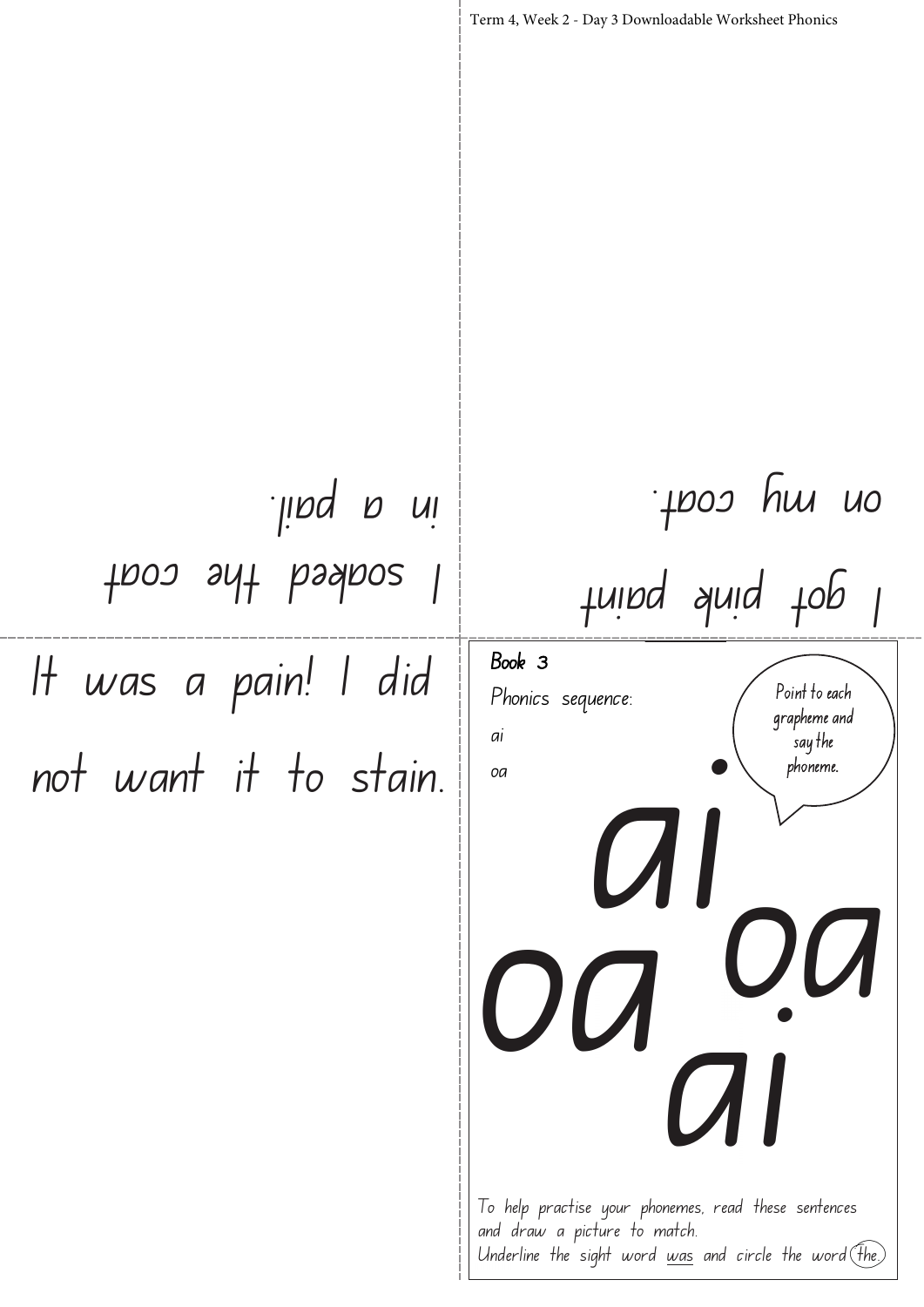I soaked the coat
in a pail.

I got pink paint
on my coat.

It was a pain! I did not want it to stain.

Book 3

Phonics sequence:

ai

oa

Point to each grapheme and say the phoneme.

ai

oa oa

ai

To help practise your phonemes, read these sentences and draw a picture to match.
Underline the sight word was and circle the word the.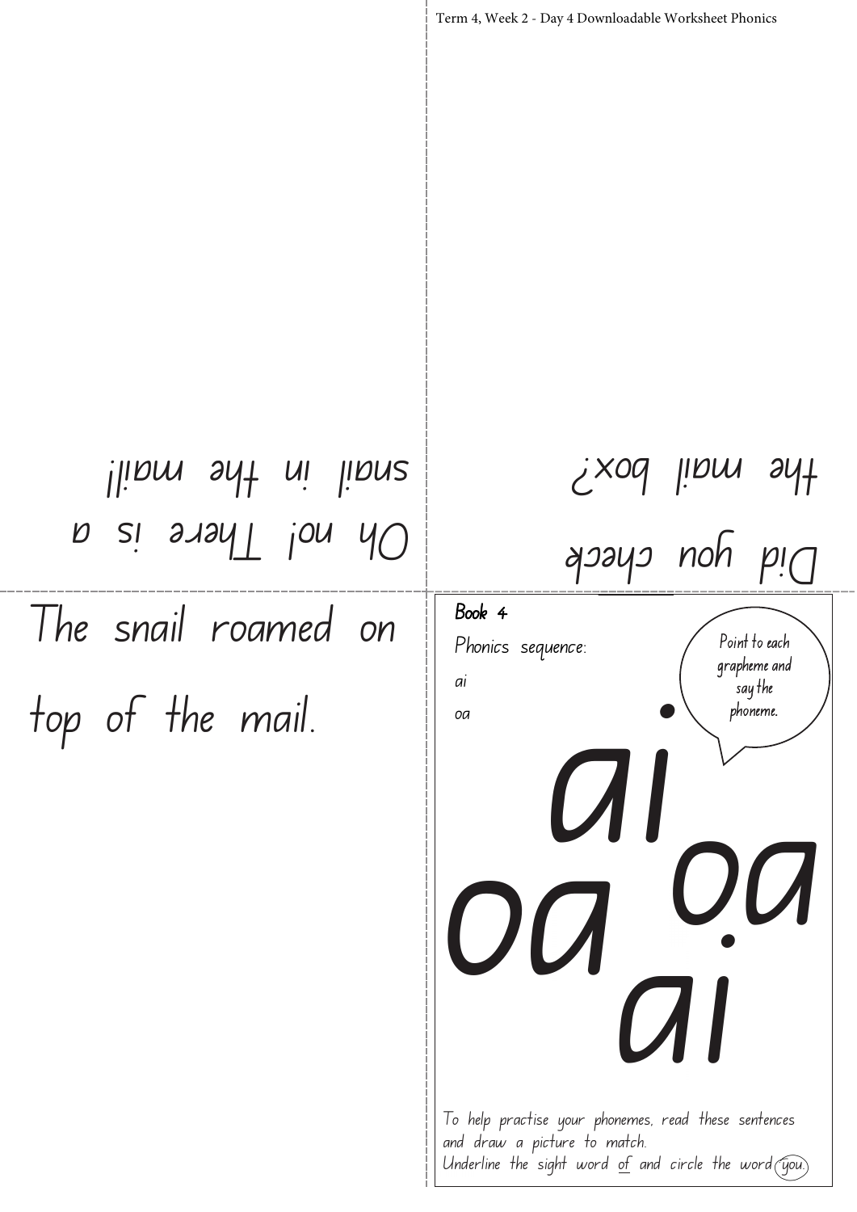Term 4, Week 2 - Day 4 Downloadable Worksheet Phonics

Oh no! There is a snail in the mail!

Did you check the mail box?

The snail roamed on top of the mail.

Book 4

Phonics sequence:

ai

oa

Point to each grapheme and say the phoneme.

ai

oa

oa

ai

To help practise your phonemes, read these sentences and draw a picture to match.
Underline the sight word of and circle the word you.